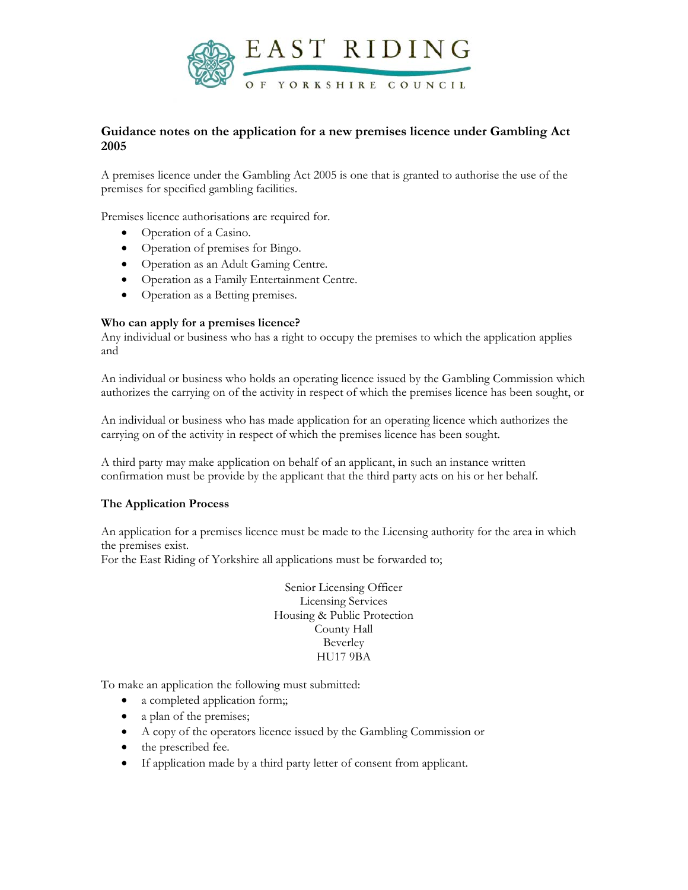EAST RIDING OF YORKSHIRE COUNCIL

## Guidance notes on the application for a new premises licence under Gambling Act 2005

A premises licence under the Gambling Act 2005 is one that is granted to authorise the use of the premises for specified gambling facilities.

Premises licence authorisations are required for.

- Operation of a Casino.
- Operation of premises for Bingo.
- Operation as an Adult Gaming Centre.
- Operation as a Family Entertainment Centre.
- Operation as a Betting premises.

**Who can apply for a premises licence?**

Any individual or business who has a right to occupy the premises to which the application applies and

An individual or business who holds an operating licence issued by the Gambling Commission which authorizes the carrying on of the activity in respect of which the premises licence has been sought, or

An individual or business who has made application for an operating licence which authorizes the carrying on of the activity in respect of which the premises licence has been sought.

A third party may make application on behalf of an applicant, in such an instance written confirmation must be provide by the applicant that the third party acts on his or her behalf.

**The Application Process**

An application for a premises licence must be made to the Licensing authority for the area in which the premises exist.
For the East Riding of Yorkshire all applications must be forwarded to;

Senior Licensing Officer
Licensing Services
Housing & Public Protection
County Hall
Beverley
HU17 9BA

To make an application the following must submitted:

- a completed application form;;
- a plan of the premises;
- A copy of the operators licence issued by the Gambling Commission or
- the prescribed fee.
- If application made by a third party letter of consent from applicant.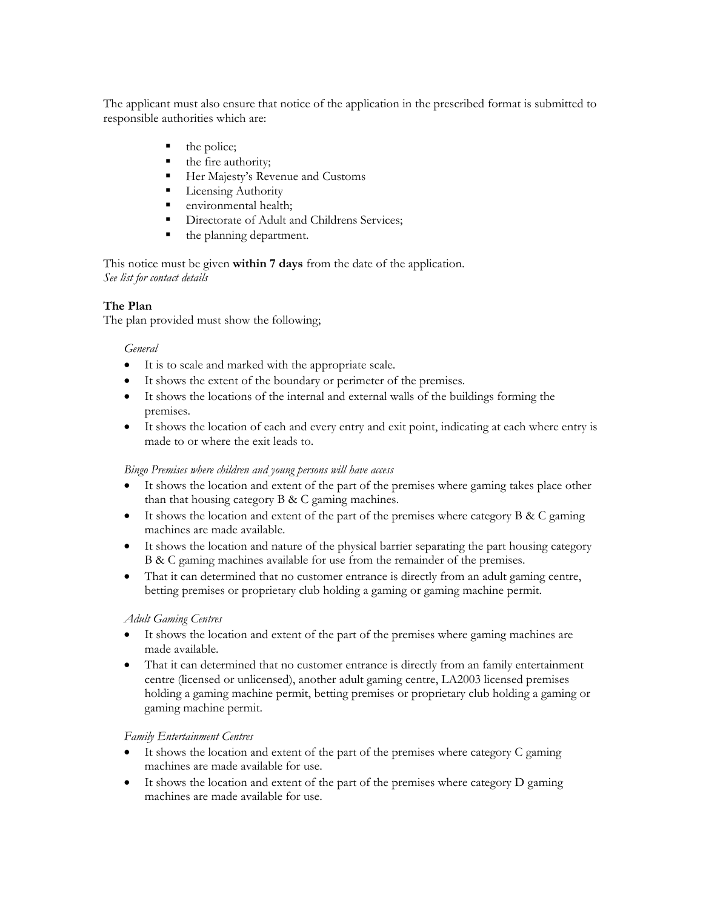The applicant must also ensure that notice of the application in the prescribed format is submitted to responsible authorities which are:

- the police;
- the fire authority;
- Her Majesty's Revenue and Customs
- Licensing Authority
- environmental health;
- Directorate of Adult and Childrens Services;
- the planning department.

This notice must be given **within 7 days** from the date of the application.
*See list for contact details*

**The Plan**
The plan provided must show the following;

*General*

- It is to scale and marked with the appropriate scale.
- It shows the extent of the boundary or perimeter of the premises.
- It shows the locations of the internal and external walls of the buildings forming the premises.
- It shows the location of each and every entry and exit point, indicating at each where entry is made to or where the exit leads to.

*Bingo Premises where children and young persons will have access*

- It shows the location and extent of the part of the premises where gaming takes place other than that housing category B & C gaming machines.
- It shows the location and extent of the part of the premises where category B & C gaming machines are made available.
- It shows the location and nature of the physical barrier separating the part housing category B & C gaming machines available for use from the remainder of the premises.
- That it can determined that no customer entrance is directly from an adult gaming centre, betting premises or proprietary club holding a gaming or gaming machine permit.

*Adult Gaming Centres*

- It shows the location and extent of the part of the premises where gaming machines are made available.
- That it can determined that no customer entrance is directly from an family entertainment centre (licensed or unlicensed), another adult gaming centre, LA2003 licensed premises holding a gaming machine permit, betting premises or proprietary club holding a gaming or gaming machine permit.

*Family Entertainment Centres*

- It shows the location and extent of the part of the premises where category C gaming machines are made available for use.
- It shows the location and extent of the part of the premises where category D gaming machines are made available for use.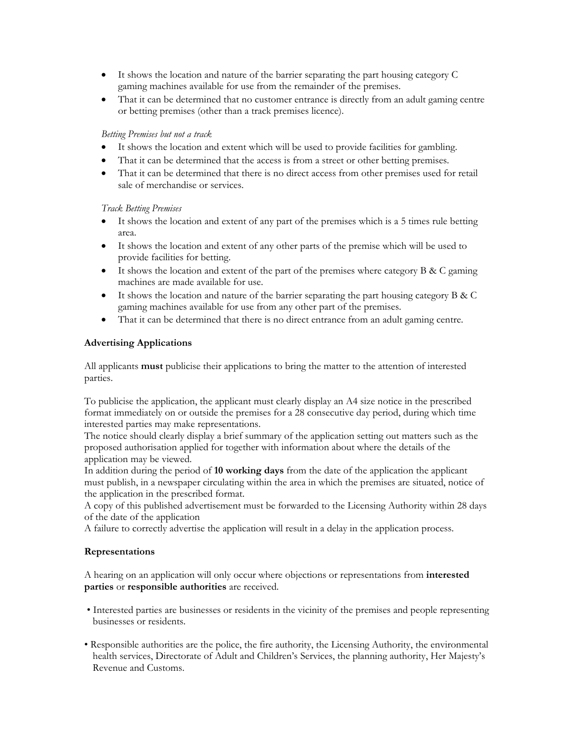- It shows the location and nature of the barrier separating the part housing category C gaming machines available for use from the remainder of the premises.
- That it can be determined that no customer entrance is directly from an adult gaming centre or betting premises (other than a track premises licence).

*Betting Premises but not a track*

- It shows the location and extent which will be used to provide facilities for gambling.
- That it can be determined that the access is from a street or other betting premises.
- That it can be determined that there is no direct access from other premises used for retail sale of merchandise or services.

*Track Betting Premises*

- It shows the location and extent of any part of the premises which is a 5 times rule betting area.
- It shows the location and extent of any other parts of the premise which will be used to provide facilities for betting.
- It shows the location and extent of the part of the premises where category B & C gaming machines are made available for use.
- It shows the location and nature of the barrier separating the part housing category B & C gaming machines available for use from any other part of the premises.
- That it can be determined that there is no direct entrance from an adult gaming centre.

**Advertising Applications**

All applicants **must** publicise their applications to bring the matter to the attention of interested parties.

To publicise the application, the applicant must clearly display an A4 size notice in the prescribed format immediately on or outside the premises for a 28 consecutive day period, during which time interested parties may make representations.
The notice should clearly display a brief summary of the application setting out matters such as the proposed authorisation applied for together with information about where the details of the application may be viewed.
In addition during the period of **10 working days** from the date of the application the applicant must publish, in a newspaper circulating within the area in which the premises are situated, notice of the application in the prescribed format.
A copy of this published advertisement must be forwarded to the Licensing Authority within 28 days of the date of the application
A failure to correctly advertise the application will result in a delay in the application process.

**Representations**

A hearing on an application will only occur where objections or representations from **interested parties** or **responsible authorities** are received.

- Interested parties are businesses or residents in the vicinity of the premises and people representing businesses or residents.

- Responsible authorities are the police, the fire authority, the Licensing Authority, the environmental health services, Directorate of Adult and Children's Services, the planning authority, Her Majesty's Revenue and Customs.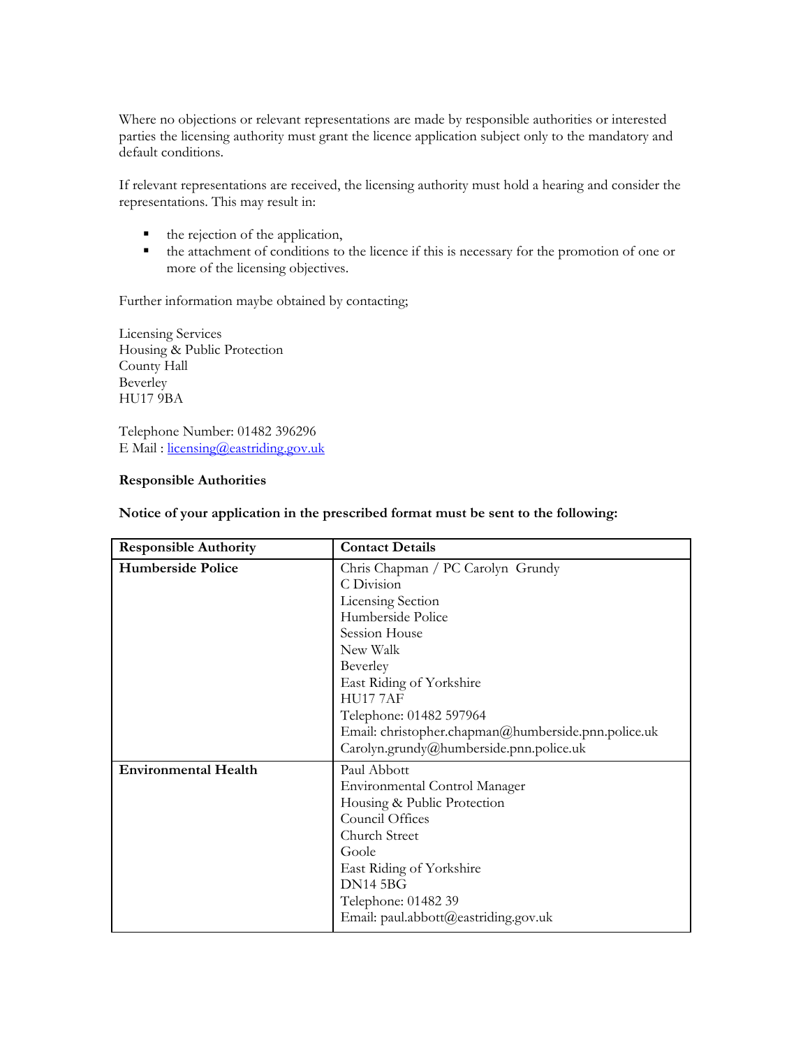Where no objections or relevant representations are made by responsible authorities or interested parties the licensing authority must grant the licence application subject only to the mandatory and default conditions.

If relevant representations are received, the licensing authority must hold a hearing and consider the representations. This may result in:

- the rejection of the application,
- the attachment of conditions to the licence if this is necessary for the promotion of one or more of the licensing objectives.

Further information maybe obtained by contacting;

Licensing Services
Housing & Public Protection
County Hall
Beverley
HU17 9BA

Telephone Number: 01482 396296
E Mail : licensing@eastriding.gov.uk

**Responsible Authorities**

**Notice of your application in the prescribed format must be sent to the following:**

| Responsible Authority | Contact Details |
|---|---|
| **Humberside Police** | Chris Chapman / PC Carolyn Grundy<br>C Division<br>Licensing Section<br>Humberside Police<br>Session House<br>New Walk<br>Beverley<br>East Riding of Yorkshire<br>HU17 7AF<br>Telephone: 01482 597964<br>Email: christopher.chapman@humberside.pnn.police.uk<br>Carolyn.grundy@humberside.pnn.police.uk |
| **Environmental Health** | Paul Abbott<br>Environmental Control Manager<br>Housing & Public Protection<br>Council Offices<br>Church Street<br>Goole<br>East Riding of Yorkshire<br>DN14 5BG<br>Telephone: 01482 39<br>Email: paul.abbott@eastriding.gov.uk |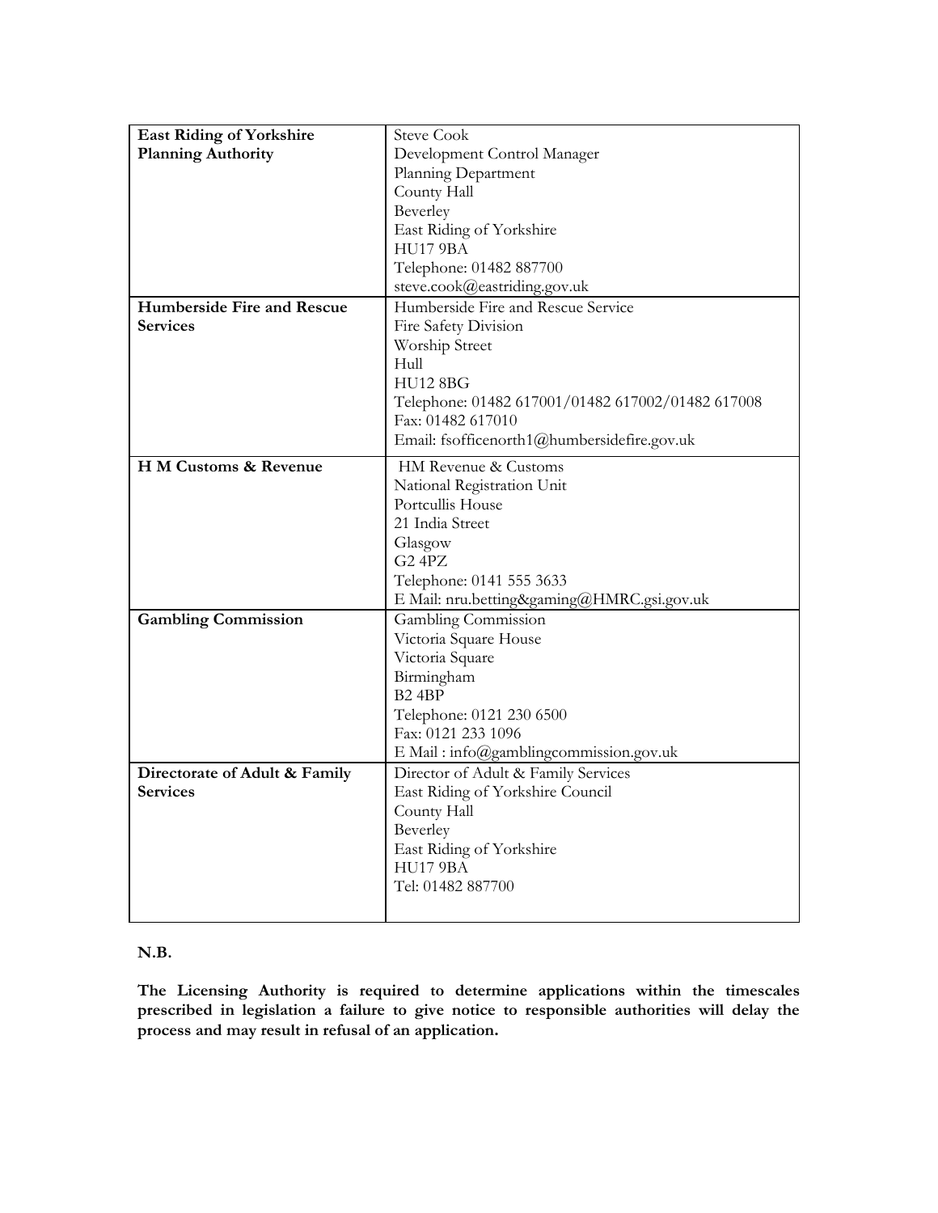| | |
|---|---|
| **East Riding of Yorkshire Planning Authority** | Steve Cook<br>Development Control Manager<br>Planning Department<br>County Hall<br>Beverley<br>East Riding of Yorkshire<br>HU17 9BA<br>Telephone: 01482 887700<br>steve.cook@eastriding.gov.uk |
| **Humberside Fire and Rescue Services** | Humberside Fire and Rescue Service<br>Fire Safety Division<br>Worship Street<br>Hull<br>HU12 8BG<br>Telephone: 01482 617001/01482 617002/01482 617008<br>Fax: 01482 617010<br>Email: fsofficenorth1@humbersidefire.gov.uk |
| **H M Customs & Revenue** | HM Revenue & Customs<br>National Registration Unit<br>Portcullis House<br>21 India Street<br>Glasgow<br>G2 4PZ<br>Telephone: 0141 555 3633<br>E Mail: nru.betting&gaming@HMRC.gsi.gov.uk |
| **Gambling Commission** | Gambling Commission<br>Victoria Square House<br>Victoria Square<br>Birmingham<br>B2 4BP<br>Telephone: 0121 230 6500<br>Fax: 0121 233 1096<br>E Mail : info@gamblingcommission.gov.uk |
| **Directorate of Adult & Family Services** | Director of Adult & Family Services<br>East Riding of Yorkshire Council<br>County Hall<br>Beverley<br>East Riding of Yorkshire<br>HU17 9BA<br>Tel: 01482 887700 |

**N.B.**

**The Licensing Authority is required to determine applications within the timescales prescribed in legislation a failure to give notice to responsible authorities will delay the process and may result in refusal of an application.**